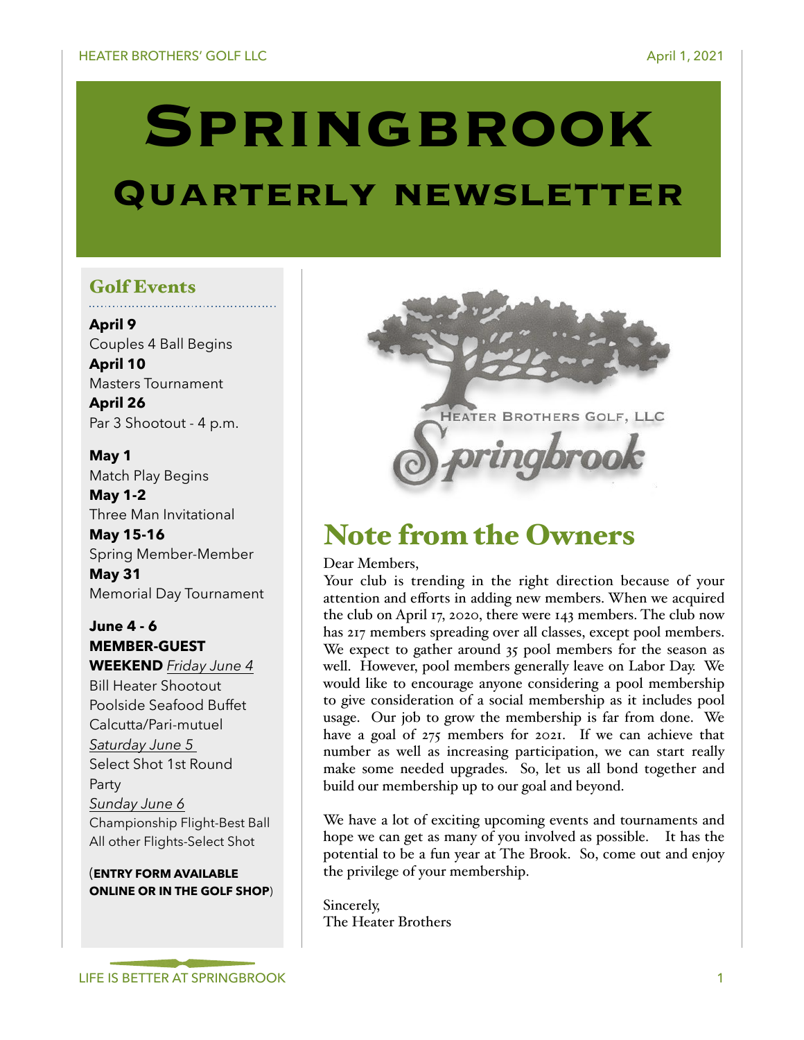# Springbrook

## Quarterly newsletter

### Golf Events

**April 9**
Couples 4 Ball Begins
**April 10**
Masters Tournament
**April 26**
Par 3 Shootout - 4 p.m.

**May 1**
Match Play Begins
**May 1-2**
Three Man Invitational
**May 15-16**
Spring Member-Member
**May 31**
Memorial Day Tournament

**June 4 - 6**
**MEMBER-GUEST WEEKEND** *Friday June 4*
Bill Heater Shootout
Poolside Seafood Buffet
Calcutta/Pari-mutuel
*Saturday June 5*
Select Shot 1st Round
Party
*Sunday June 6*
Championship Flight-Best Ball
All other Flights-Select Shot

(**ENTRY FORM AVAILABLE ONLINE OR IN THE GOLF SHOP**)

HEATER BROTHERS GOLF, LLC
Springbrook

## Note from the Owners

Dear Members,

Your club is trending in the right direction because of your attention and efforts in adding new members. When we acquired the club on April 17, 2020, there were 143 members. The club now has 217 members spreading over all classes, except pool members. We expect to gather around 35 pool members for the season as well. However, pool members generally leave on Labor Day. We would like to encourage anyone considering a pool membership to give consideration of a social membership as it includes pool usage. Our job to grow the membership is far from done. We have a goal of 275 members for 2021. If we can achieve that number as well as increasing participation, we can start really make some needed upgrades. So, let us all bond together and build our membership up to our goal and beyond.

We have a lot of exciting upcoming events and tournaments and hope we can get as many of you involved as possible. It has the potential to be a fun year at The Brook. So, come out and enjoy the privilege of your membership.

Sincerely,
The Heater Brothers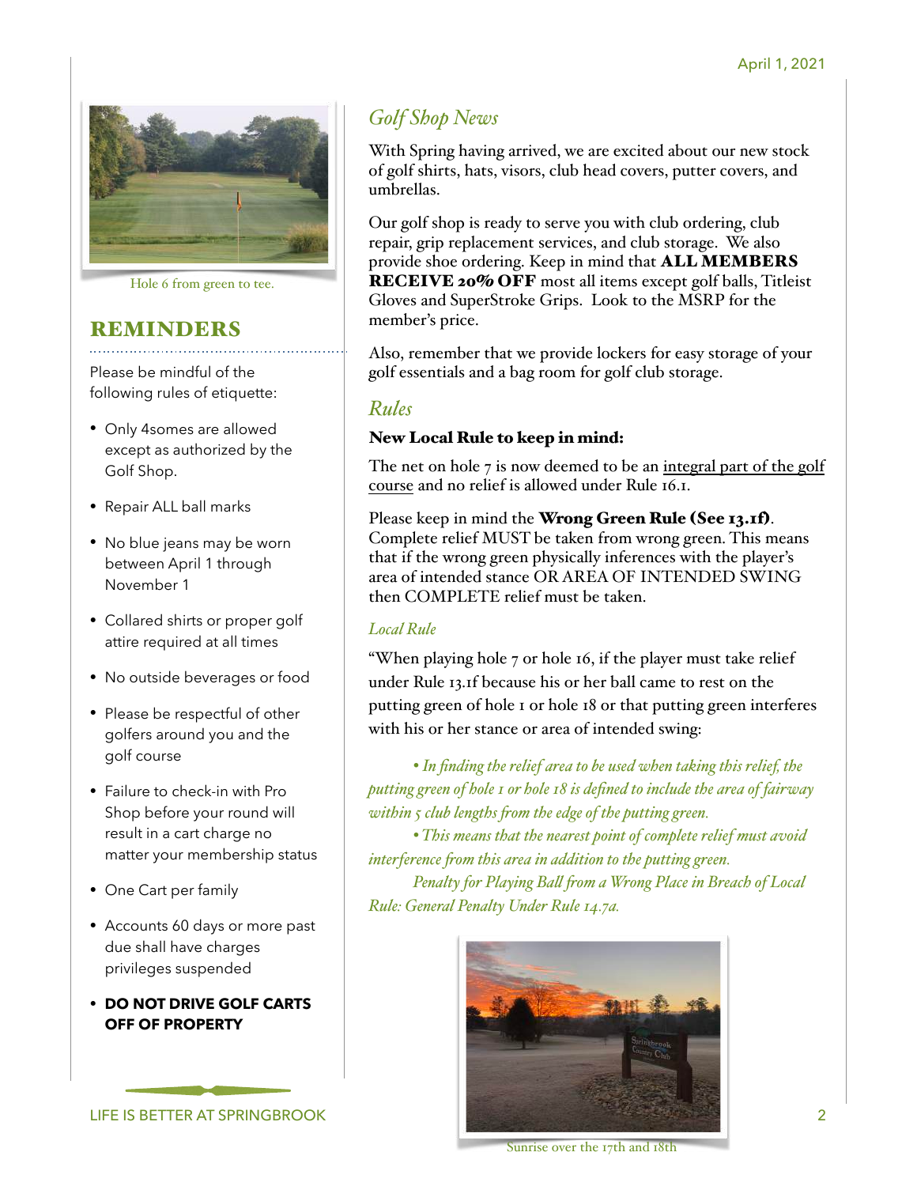Hole 6 from green to tee.

## REMINDERS

Please be mindful of the following rules of etiquette:

- Only 4somes are allowed except as authorized by the Golf Shop.
- Repair ALL ball marks
- No blue jeans may be worn between April 1 through November 1
- Collared shirts or proper golf attire required at all times
- No outside beverages or food
- Please be respectful of other golfers around you and the golf course
- Failure to check-in with Pro Shop before your round will result in a cart charge no matter your membership status
- One Cart per family
- Accounts 60 days or more past due shall have charges privileges suspended
- **DO NOT DRIVE GOLF CARTS OFF OF PROPERTY**

## *Golf Shop News*

With Spring having arrived, we are excited about our new stock of golf shirts, hats, visors, club head covers, putter covers, and umbrellas.

Our golf shop is ready to serve you with club ordering, club repair, grip replacement services, and club storage. We also provide shoe ordering. Keep in mind that **ALL MEMBERS RECEIVE 20% OFF** most all items except golf balls, Titleist Gloves and SuperStroke Grips. Look to the MSRP for the member's price.

Also, remember that we provide lockers for easy storage of your golf essentials and a bag room for golf club storage.

## *Rules*

**New Local Rule to keep in mind:**

The net on hole 7 is now deemed to be an integral part of the golf course and no relief is allowed under Rule 16.1.

Please keep in mind the **Wrong Green Rule (See 13.1f)**. Complete relief MUST be taken from wrong green. This means that if the wrong green physically inferences with the player's area of intended stance OR AREA OF INTENDED SWING then COMPLETE relief must be taken.

### *Local Rule*

"When playing hole 7 or hole 16, if the player must take relief under Rule 13.1f because his or her ball came to rest on the putting green of hole 1 or hole 18 or that putting green interferes with his or her stance or area of intended swing:

*• In finding the relief area to be used when taking this relief, the putting green of hole 1 or hole 18 is defined to include the area of fairway within 5 club lengths from the edge of the putting green.*

*• This means that the nearest point of complete relief must avoid interference from this area in addition to the putting green.*

*Penalty for Playing Ball from a Wrong Place in Breach of Local Rule: General Penalty Under Rule 14.7a.*

Sunrise over the 17th and 18th

LIFE IS BETTER AT SPRINGBROOK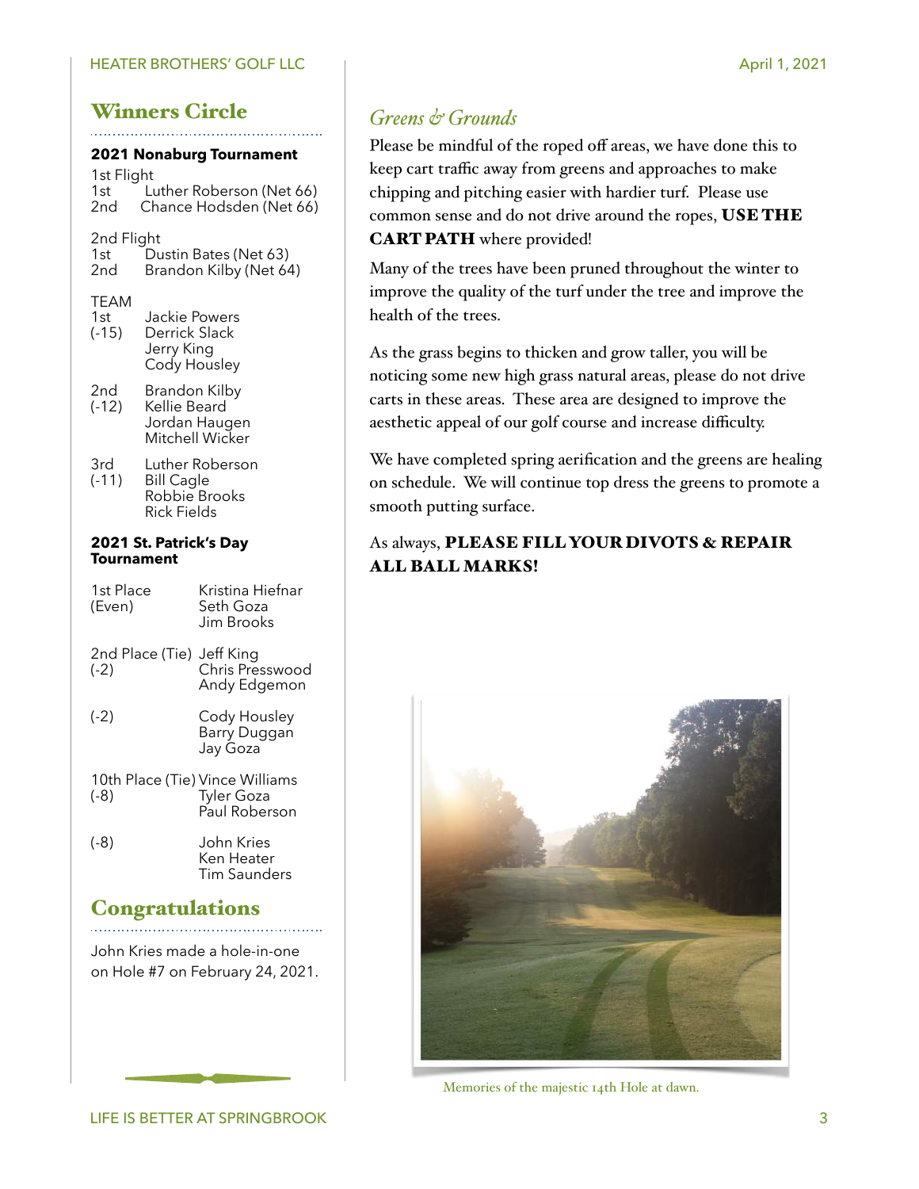## Winners Circle

### 2021 Nonaburg Tournament

1st Flight

| | |
|---|---|
| 1st | Luther Roberson (Net 66) |
| 2nd | Chance Hodsden (Net 66) |

2nd Flight

| | |
|---|---|
| 1st | Dustin Bates (Net 63) |
| 2nd | Brandon Kilby (Net 64) |

TEAM

| | |
|---|---|
| 1st (-15) | Jackie Powers<br>Derrick Slack<br>Jerry King<br>Cody Housley |
| 2nd (-12) | Brandon Kilby<br>Kellie Beard<br>Jordan Haugen<br>Mitchell Wicker |
| 3rd (-11) | Luther Roberson<br>Bill Cagle<br>Robbie Brooks<br>Rick Fields |

### 2021 St. Patrick's Day Tournament

| | |
|---|---|
| 1st Place (Even) | Kristina Hiefnar<br>Seth Goza<br>Jim Brooks |
| 2nd Place (Tie) (-2) | Jeff King<br>Chris Presswood<br>Andy Edgemon |
| (-2) | Cody Housley<br>Barry Duggan<br>Jay Goza |
| 10th Place (Tie) (-8) | Vince Williams<br>Tyler Goza<br>Paul Roberson |
| (-8) | John Kries<br>Ken Heater<br>Tim Saunders |

## Congratulations

John Kries made a hole-in-one on Hole #7 on February 24, 2021.

## *Greens & Grounds*

Please be mindful of the roped off areas, we have done this to keep cart traffic away from greens and approaches to make chipping and pitching easier with hardier turf. Please use common sense and do not drive around the ropes, **USE THE CART PATH** where provided!

Many of the trees have been pruned throughout the winter to improve the quality of the turf under the tree and improve the health of the trees.

As the grass begins to thicken and grow taller, you will be noticing some new high grass natural areas, please do not drive carts in these areas. These area are designed to improve the aesthetic appeal of our golf course and increase difficulty.

We have completed spring aerification and the greens are healing on schedule. We will continue top dress the greens to promote a smooth putting surface.

As always, **PLEASE FILL YOUR DIVOTS & REPAIR ALL BALL MARKS!**

Memories of the majestic 14th Hole at dawn.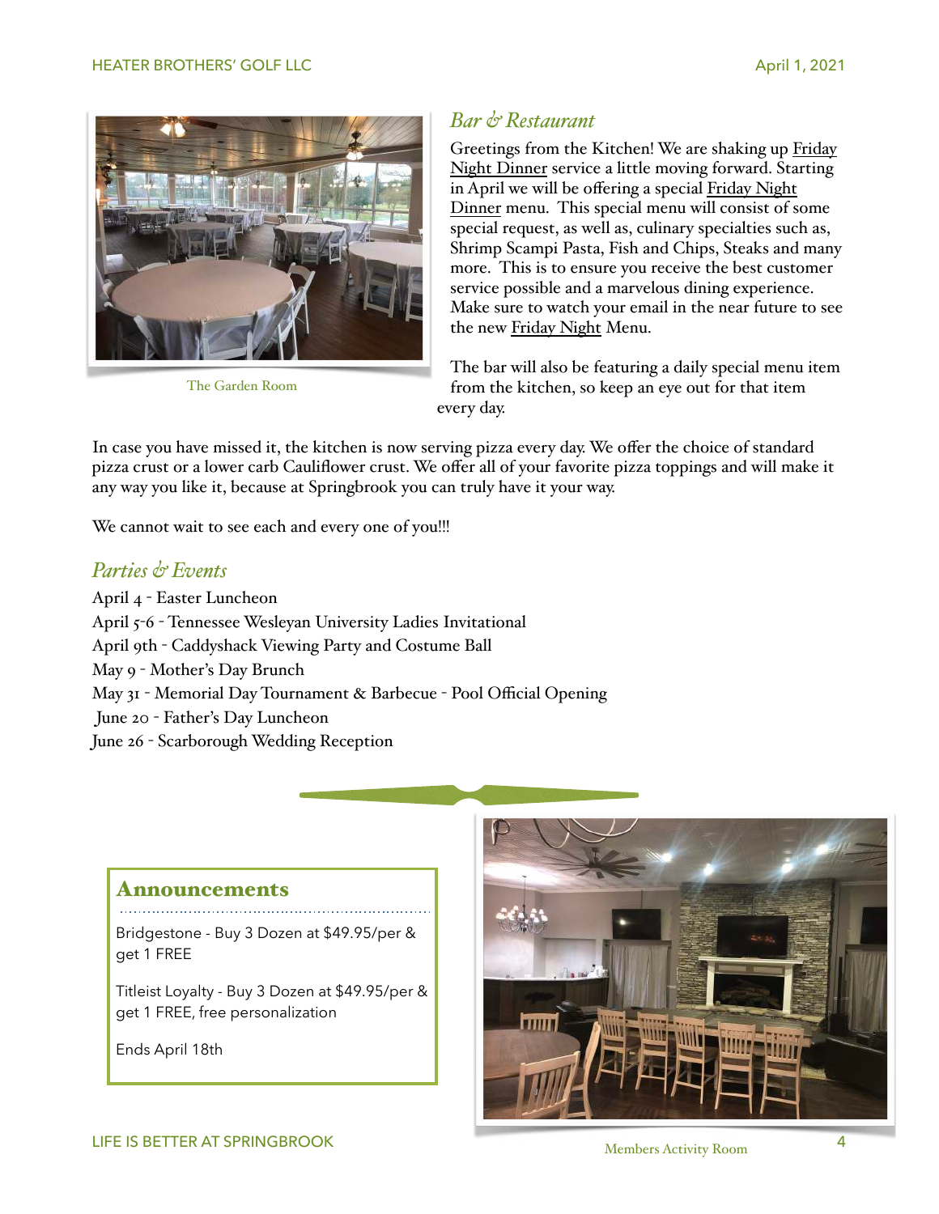The Garden Room

## *Bar & Restaurant*

Greetings from the Kitchen! We are shaking up Friday Night Dinner service a little moving forward. Starting in April we will be offering a special Friday Night Dinner menu. This special menu will consist of some special request, as well as, culinary specialties such as, Shrimp Scampi Pasta, Fish and Chips, Steaks and many more. This is to ensure you receive the best customer service possible and a marvelous dining experience. Make sure to watch your email in the near future to see the new Friday Night Menu.

The bar will also be featuring a daily special menu item from the kitchen, so keep an eye out for that item every day.

In case you have missed it, the kitchen is now serving pizza every day. We offer the choice of standard pizza crust or a lower carb Cauliflower crust. We offer all of your favorite pizza toppings and will make it any way you like it, because at Springbrook you can truly have it your way.

We cannot wait to see each and every one of you!!!

## *Parties & Events*

April 4 - Easter Luncheon
April 5-6 - Tennessee Wesleyan University Ladies Invitational
April 9th - Caddyshack Viewing Party and Costume Ball
May 9 - Mother's Day Brunch
May 31 - Memorial Day Tournament & Barbecue - Pool Official Opening
June 20 - Father's Day Luncheon
June 26 - Scarborough Wedding Reception

## **Announcements**

Bridgestone - Buy 3 Dozen at $49.95/per & get 1 FREE

Titleist Loyalty - Buy 3 Dozen at $49.95/per & get 1 FREE, free personalization

Ends April 18th

Members Activity Room